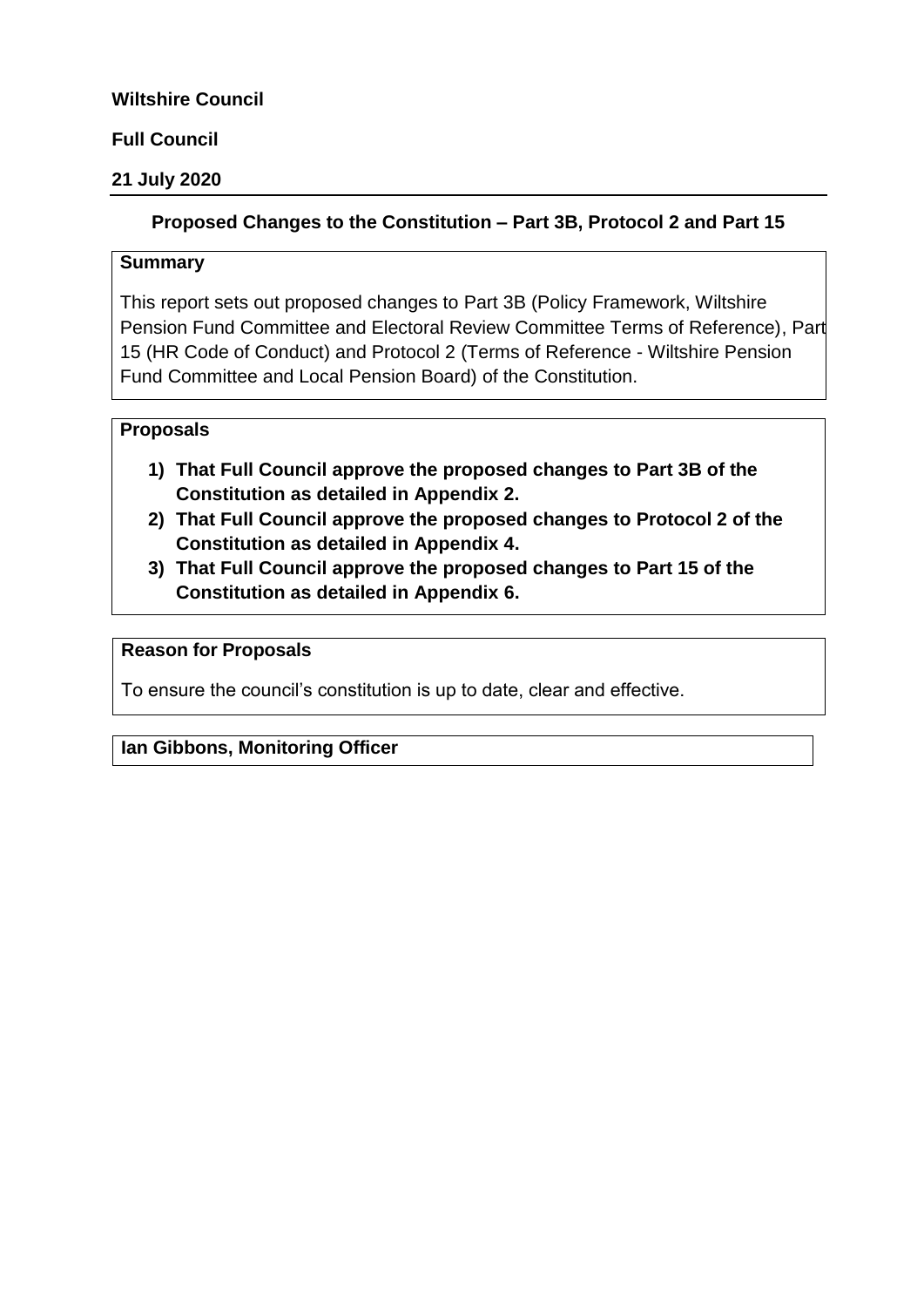**Wiltshire Council**

**Full Council**

**21 July 2020**

## Proposed Changes to the Constitution – Part 3B, Protocol 2 and Part 15

**Summary**

This report sets out proposed changes to Part 3B (Policy Framework, Wiltshire Pension Fund Committee and Electoral Review Committee Terms of Reference), Part 15 (HR Code of Conduct) and Protocol 2 (Terms of Reference - Wiltshire Pension Fund Committee and Local Pension Board) of the Constitution.

**Proposals**

1) **That Full Council approve the proposed changes to Part 3B of the Constitution as detailed in Appendix 2.**
2) **That Full Council approve the proposed changes to Protocol 2 of the Constitution as detailed in Appendix 4.**
3) **That Full Council approve the proposed changes to Part 15 of the Constitution as detailed in Appendix 6.**

**Reason for Proposals**

To ensure the council's constitution is up to date, clear and effective.

**Ian Gibbons, Monitoring Officer**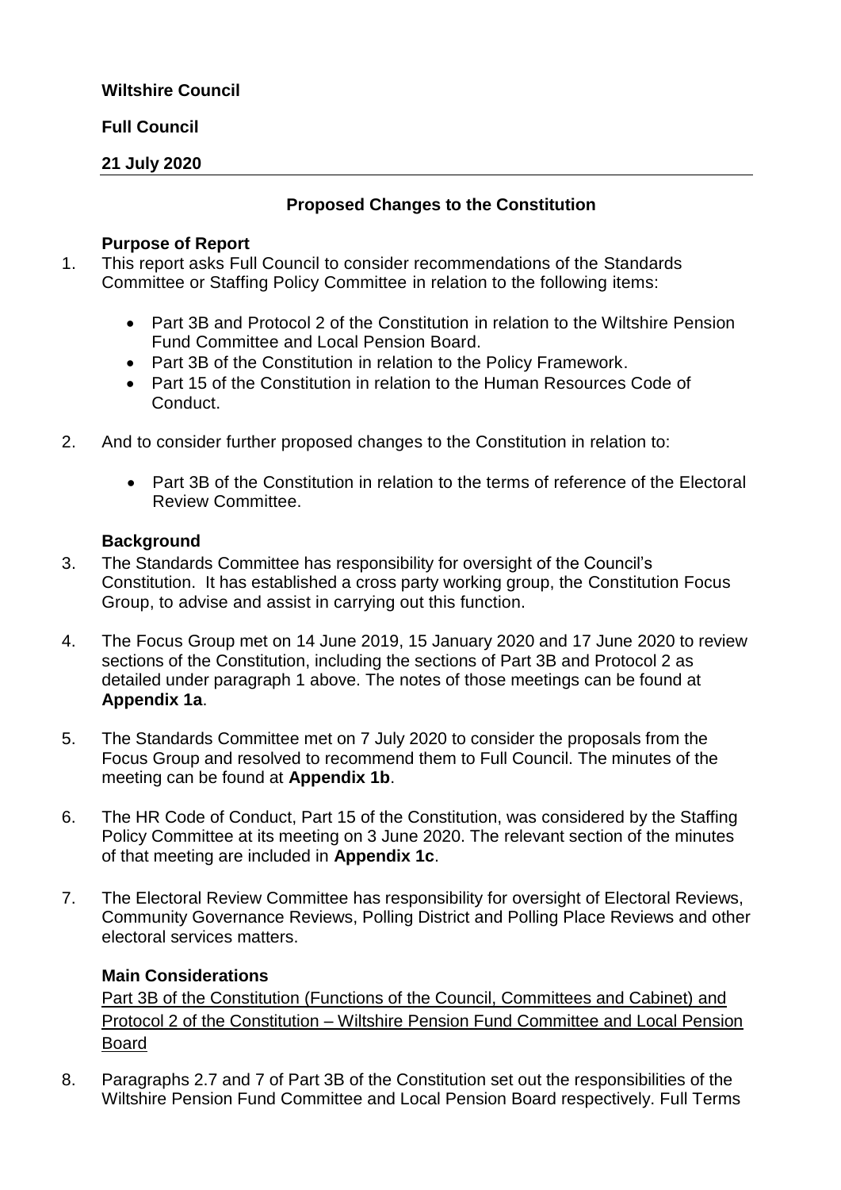**Wiltshire Council**

**Full Council**

**21 July 2020**

## Proposed Changes to the Constitution

### Purpose of Report

1. This report asks Full Council to consider recommendations of the Standards Committee or Staffing Policy Committee in relation to the following items:

   - Part 3B and Protocol 2 of the Constitution in relation to the Wiltshire Pension Fund Committee and Local Pension Board.
   - Part 3B of the Constitution in relation to the Policy Framework.
   - Part 15 of the Constitution in relation to the Human Resources Code of Conduct.

2. And to consider further proposed changes to the Constitution in relation to:

   - Part 3B of the Constitution in relation to the terms of reference of the Electoral Review Committee.

### Background

3. The Standards Committee has responsibility for oversight of the Council's Constitution. It has established a cross party working group, the Constitution Focus Group, to advise and assist in carrying out this function.

4. The Focus Group met on 14 June 2019, 15 January 2020 and 17 June 2020 to review sections of the Constitution, including the sections of Part 3B and Protocol 2 as detailed under paragraph 1 above. The notes of those meetings can be found at **Appendix 1a**.

5. The Standards Committee met on 7 July 2020 to consider the proposals from the Focus Group and resolved to recommend them to Full Council. The minutes of the meeting can be found at **Appendix 1b**.

6. The HR Code of Conduct, Part 15 of the Constitution, was considered by the Staffing Policy Committee at its meeting on 3 June 2020. The relevant section of the minutes of that meeting are included in **Appendix 1c**.

7. The Electoral Review Committee has responsibility for oversight of Electoral Reviews, Community Governance Reviews, Polling District and Polling Place Reviews and other electoral services matters.

### Main Considerations

<u>Part 3B of the Constitution (Functions of the Council, Committees and Cabinet) and Protocol 2 of the Constitution – Wiltshire Pension Fund Committee and Local Pension Board</u>

8. Paragraphs 2.7 and 7 of Part 3B of the Constitution set out the responsibilities of the Wiltshire Pension Fund Committee and Local Pension Board respectively. Full Terms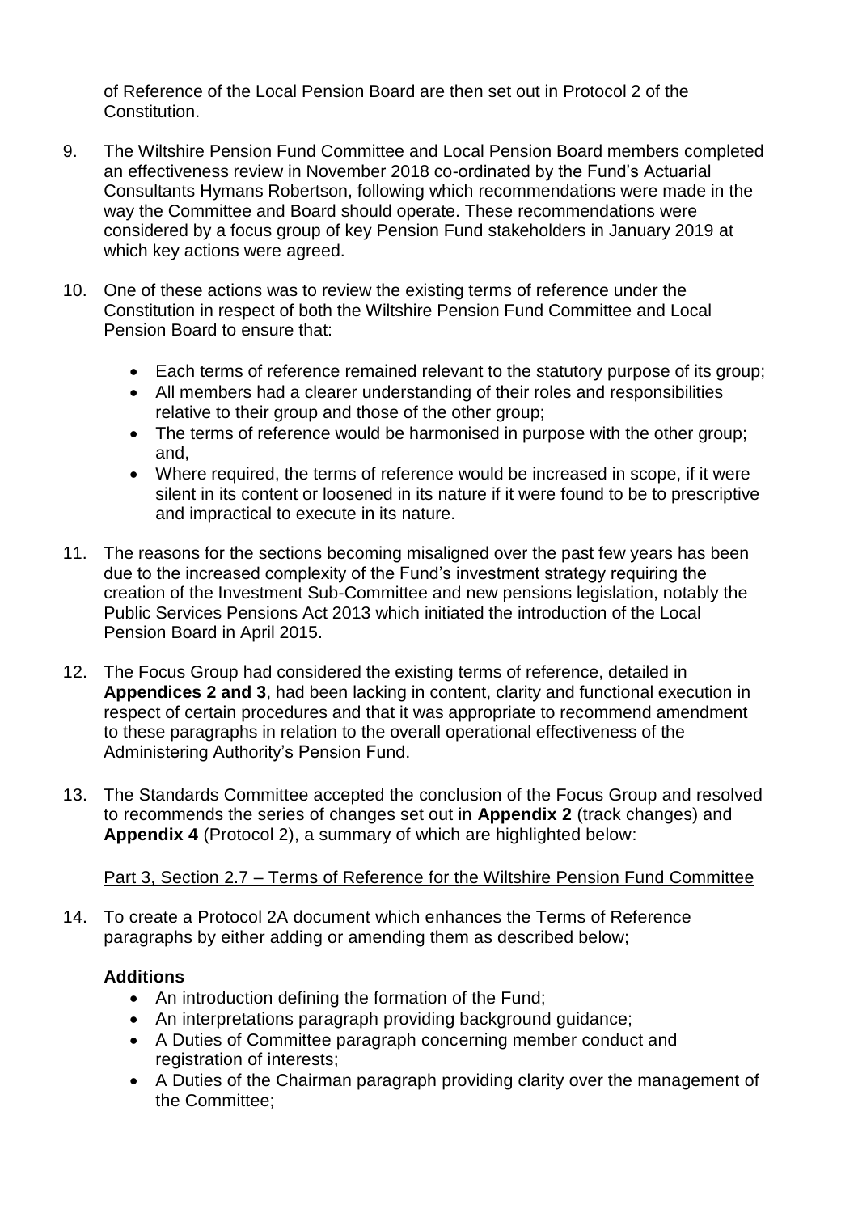of Reference of the Local Pension Board are then set out in Protocol 2 of the Constitution.

9. The Wiltshire Pension Fund Committee and Local Pension Board members completed an effectiveness review in November 2018 co-ordinated by the Fund's Actuarial Consultants Hymans Robertson, following which recommendations were made in the way the Committee and Board should operate. These recommendations were considered by a focus group of key Pension Fund stakeholders in January 2019 at which key actions were agreed.

10. One of these actions was to review the existing terms of reference under the Constitution in respect of both the Wiltshire Pension Fund Committee and Local Pension Board to ensure that:

   - Each terms of reference remained relevant to the statutory purpose of its group;
   - All members had a clearer understanding of their roles and responsibilities relative to their group and those of the other group;
   - The terms of reference would be harmonised in purpose with the other group; and,
   - Where required, the terms of reference would be increased in scope, if it were silent in its content or loosened in its nature if it were found to be to prescriptive and impractical to execute in its nature.

11. The reasons for the sections becoming misaligned over the past few years has been due to the increased complexity of the Fund's investment strategy requiring the creation of the Investment Sub-Committee and new pensions legislation, notably the Public Services Pensions Act 2013 which initiated the introduction of the Local Pension Board in April 2015.

12. The Focus Group had considered the existing terms of reference, detailed in **Appendices 2 and 3**, had been lacking in content, clarity and functional execution in respect of certain procedures and that it was appropriate to recommend amendment to these paragraphs in relation to the overall operational effectiveness of the Administering Authority's Pension Fund.

13. The Standards Committee accepted the conclusion of the Focus Group and resolved to recommends the series of changes set out in **Appendix 2** (track changes) and **Appendix 4** (Protocol 2), a summary of which are highlighted below:

   <u>Part 3, Section 2.7 – Terms of Reference for the Wiltshire Pension Fund Committee</u>

14. To create a Protocol 2A document which enhances the Terms of Reference paragraphs by either adding or amending them as described below;

   **Additions**
   - An introduction defining the formation of the Fund;
   - An interpretations paragraph providing background guidance;
   - A Duties of Committee paragraph concerning member conduct and registration of interests;
   - A Duties of the Chairman paragraph providing clarity over the management of the Committee;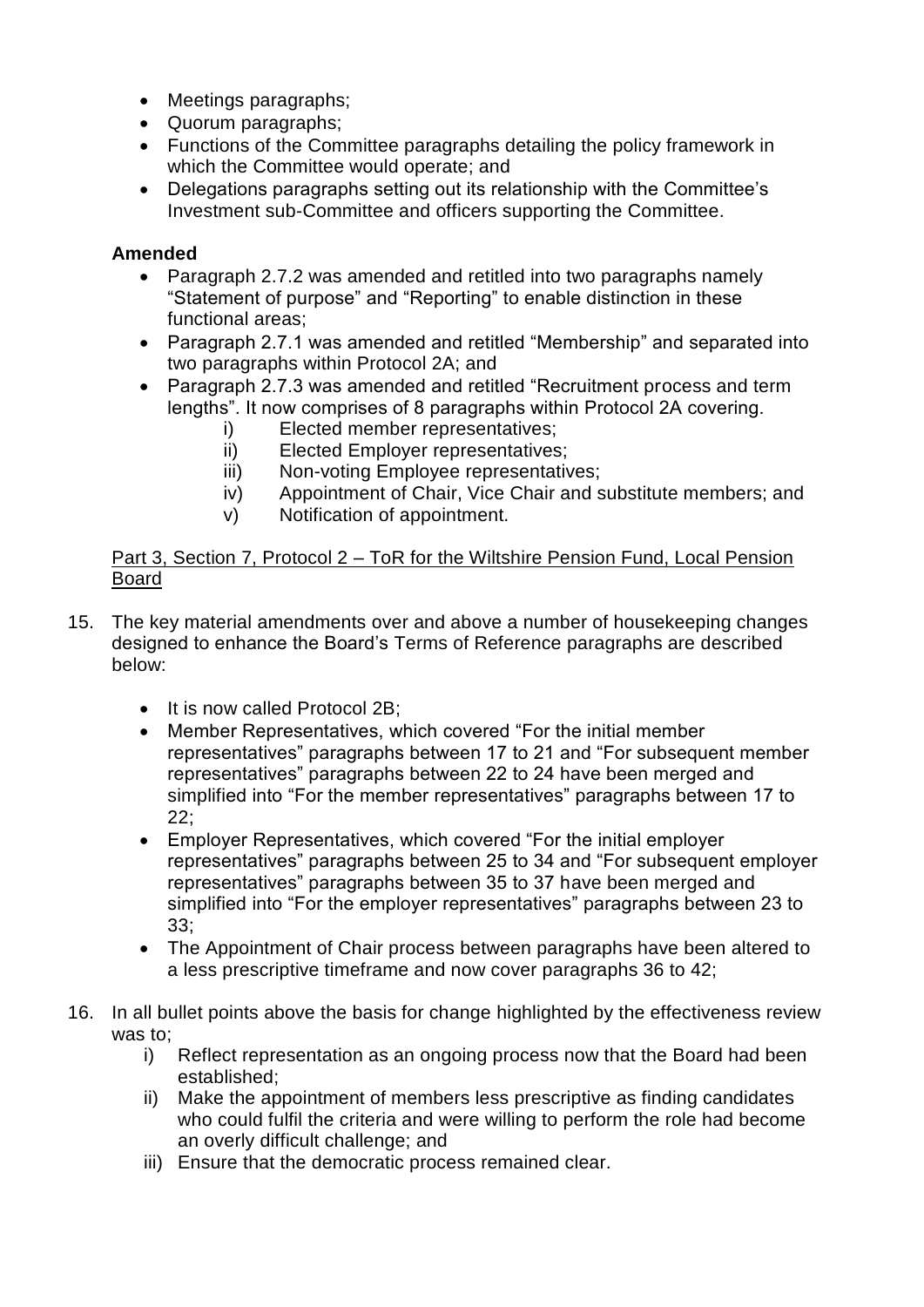- Meetings paragraphs;
- Quorum paragraphs;
- Functions of the Committee paragraphs detailing the policy framework in which the Committee would operate; and
- Delegations paragraphs setting out its relationship with the Committee's Investment sub-Committee and officers supporting the Committee.

**Amended**

- Paragraph 2.7.2 was amended and retitled into two paragraphs namely "Statement of purpose" and "Reporting" to enable distinction in these functional areas;
- Paragraph 2.7.1 was amended and retitled "Membership" and separated into two paragraphs within Protocol 2A; and
- Paragraph 2.7.3 was amended and retitled "Recruitment process and term lengths". It now comprises of 8 paragraphs within Protocol 2A covering.
    - i) Elected member representatives;
    - ii) Elected Employer representatives;
    - iii) Non-voting Employee representatives;
    - iv) Appointment of Chair, Vice Chair and substitute members; and
    - v) Notification of appointment.

<u>Part 3, Section 7, Protocol 2 – ToR for the Wiltshire Pension Fund, Local Pension Board</u>

15. The key material amendments over and above a number of housekeeping changes designed to enhance the Board's Terms of Reference paragraphs are described below:

    - It is now called Protocol 2B;
    - Member Representatives, which covered "For the initial member representatives" paragraphs between 17 to 21 and "For subsequent member representatives" paragraphs between 22 to 24 have been merged and simplified into "For the member representatives" paragraphs between 17 to 22;
    - Employer Representatives, which covered "For the initial employer representatives" paragraphs between 25 to 34 and "For subsequent employer representatives" paragraphs between 35 to 37 have been merged and simplified into "For the employer representatives" paragraphs between 23 to 33;
    - The Appointment of Chair process between paragraphs have been altered to a less prescriptive timeframe and now cover paragraphs 36 to 42;

16. In all bullet points above the basis for change highlighted by the effectiveness review was to;
    - i) Reflect representation as an ongoing process now that the Board had been established;
    - ii) Make the appointment of members less prescriptive as finding candidates who could fulfil the criteria and were willing to perform the role had become an overly difficult challenge; and
    - iii) Ensure that the democratic process remained clear.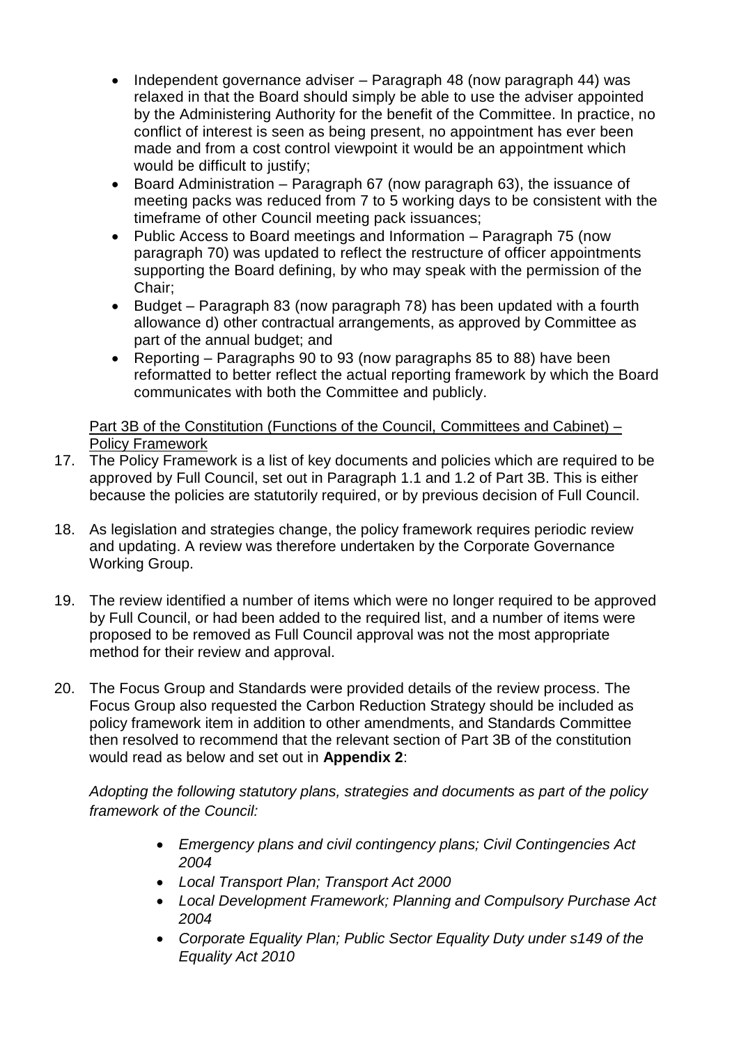- Independent governance adviser – Paragraph 48 (now paragraph 44) was relaxed in that the Board should simply be able to use the adviser appointed by the Administering Authority for the benefit of the Committee. In practice, no conflict of interest is seen as being present, no appointment has ever been made and from a cost control viewpoint it would be an appointment which would be difficult to justify;
- Board Administration – Paragraph 67 (now paragraph 63), the issuance of meeting packs was reduced from 7 to 5 working days to be consistent with the timeframe of other Council meeting pack issuances;
- Public Access to Board meetings and Information – Paragraph 75 (now paragraph 70) was updated to reflect the restructure of officer appointments supporting the Board defining, by who may speak with the permission of the Chair;
- Budget – Paragraph 83 (now paragraph 78) has been updated with a fourth allowance d) other contractual arrangements, as approved by Committee as part of the annual budget; and
- Reporting – Paragraphs 90 to 93 (now paragraphs 85 to 88) have been reformatted to better reflect the actual reporting framework by which the Board communicates with both the Committee and publicly.

Part 3B of the Constitution (Functions of the Council, Committees and Cabinet) – Policy Framework

17. The Policy Framework is a list of key documents and policies which are required to be approved by Full Council, set out in Paragraph 1.1 and 1.2 of Part 3B. This is either because the policies are statutorily required, or by previous decision of Full Council.

18. As legislation and strategies change, the policy framework requires periodic review and updating. A review was therefore undertaken by the Corporate Governance Working Group.

19. The review identified a number of items which were no longer required to be approved by Full Council, or had been added to the required list, and a number of items were proposed to be removed as Full Council approval was not the most appropriate method for their review and approval.

20. The Focus Group and Standards were provided details of the review process. The Focus Group also requested the Carbon Reduction Strategy should be included as policy framework item in addition to other amendments, and Standards Committee then resolved to recommend that the relevant section of Part 3B of the constitution would read as below and set out in **Appendix 2**:

*Adopting the following statutory plans, strategies and documents as part of the policy framework of the Council:*

- *Emergency plans and civil contingency plans; Civil Contingencies Act 2004*
- *Local Transport Plan; Transport Act 2000*
- *Local Development Framework; Planning and Compulsory Purchase Act 2004*
- *Corporate Equality Plan; Public Sector Equality Duty under s149 of the Equality Act 2010*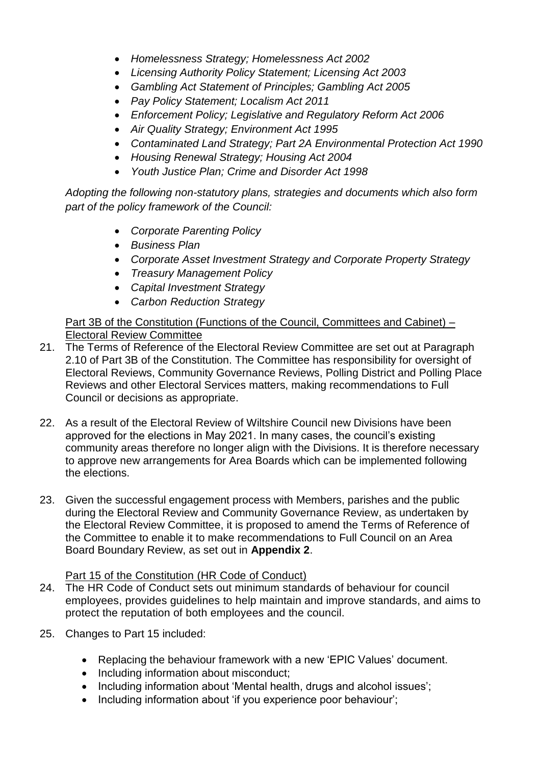- *Homelessness Strategy; Homelessness Act 2002*
- *Licensing Authority Policy Statement; Licensing Act 2003*
- *Gambling Act Statement of Principles; Gambling Act 2005*
- *Pay Policy Statement; Localism Act 2011*
- *Enforcement Policy; Legislative and Regulatory Reform Act 2006*
- *Air Quality Strategy; Environment Act 1995*
- *Contaminated Land Strategy; Part 2A Environmental Protection Act 1990*
- *Housing Renewal Strategy; Housing Act 2004*
- *Youth Justice Plan; Crime and Disorder Act 1998*

*Adopting the following non-statutory plans, strategies and documents which also form part of the policy framework of the Council:*

- *Corporate Parenting Policy*
- *Business Plan*
- *Corporate Asset Investment Strategy and Corporate Property Strategy*
- *Treasury Management Policy*
- *Capital Investment Strategy*
- *Carbon Reduction Strategy*

<u>Part 3B of the Constitution (Functions of the Council, Committees and Cabinet) – Electoral Review Committee</u>

21. The Terms of Reference of the Electoral Review Committee are set out at Paragraph 2.10 of Part 3B of the Constitution. The Committee has responsibility for oversight of Electoral Reviews, Community Governance Reviews, Polling District and Polling Place Reviews and other Electoral Services matters, making recommendations to Full Council or decisions as appropriate.

22. As a result of the Electoral Review of Wiltshire Council new Divisions have been approved for the elections in May 2021. In many cases, the council's existing community areas therefore no longer align with the Divisions. It is therefore necessary to approve new arrangements for Area Boards which can be implemented following the elections.

23. Given the successful engagement process with Members, parishes and the public during the Electoral Review and Community Governance Review, as undertaken by the Electoral Review Committee, it is proposed to amend the Terms of Reference of the Committee to enable it to make recommendations to Full Council on an Area Board Boundary Review, as set out in **Appendix 2**.

<u>Part 15 of the Constitution (HR Code of Conduct)</u>

24. The HR Code of Conduct sets out minimum standards of behaviour for council employees, provides guidelines to help maintain and improve standards, and aims to protect the reputation of both employees and the council.

25. Changes to Part 15 included:

    - Replacing the behaviour framework with a new 'EPIC Values' document.
    - Including information about misconduct;
    - Including information about 'Mental health, drugs and alcohol issues';
    - Including information about 'if you experience poor behaviour';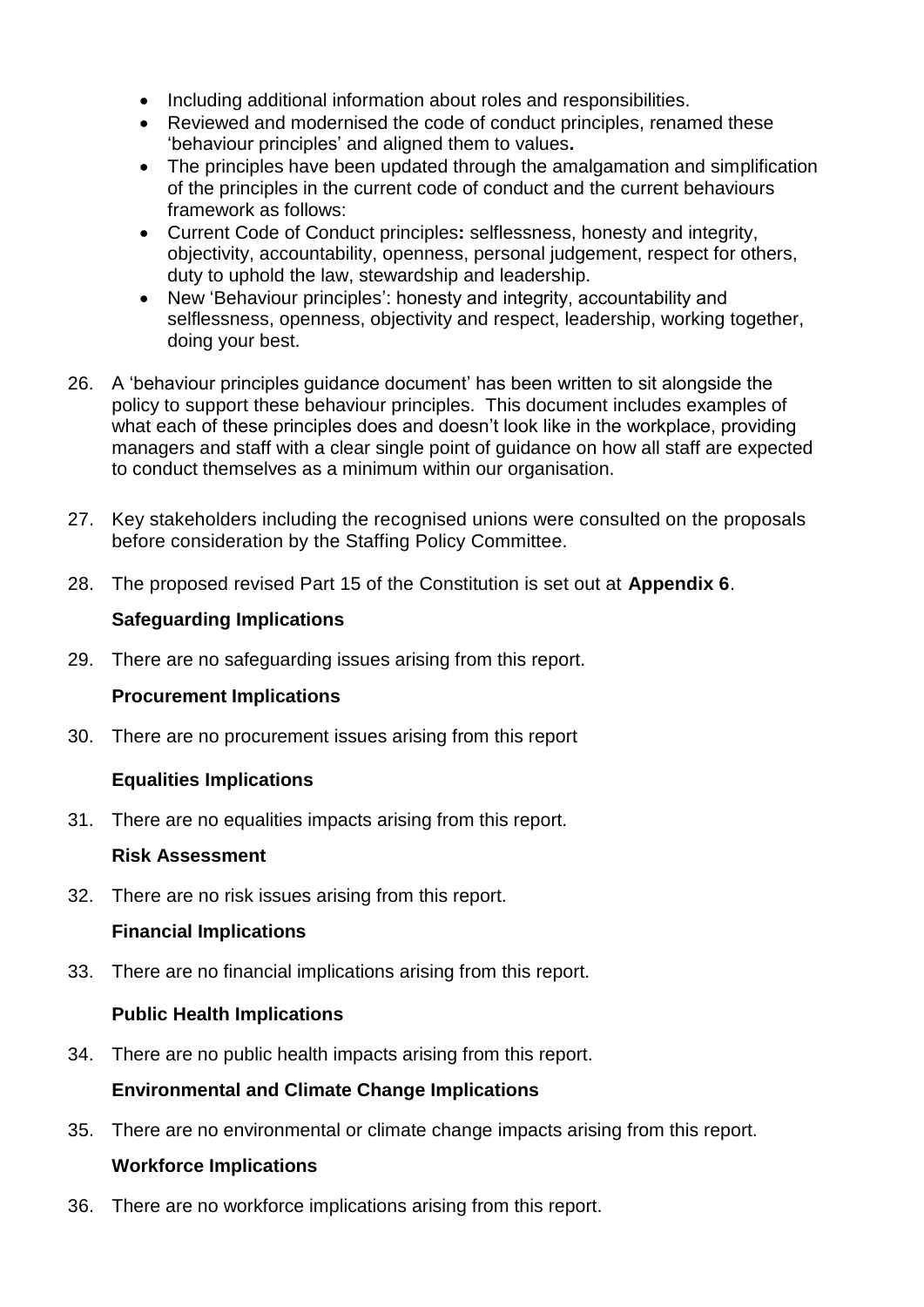- Including additional information about roles and responsibilities.
- Reviewed and modernised the code of conduct principles, renamed these 'behaviour principles' and aligned them to values**.**
- The principles have been updated through the amalgamation and simplification of the principles in the current code of conduct and the current behaviours framework as follows:
- Current Code of Conduct principles**:** selflessness, honesty and integrity, objectivity, accountability, openness, personal judgement, respect for others, duty to uphold the law, stewardship and leadership.
- New 'Behaviour principles': honesty and integrity, accountability and selflessness, openness, objectivity and respect, leadership, working together, doing your best.

26. A 'behaviour principles guidance document' has been written to sit alongside the policy to support these behaviour principles. This document includes examples of what each of these principles does and doesn't look like in the workplace, providing managers and staff with a clear single point of guidance on how all staff are expected to conduct themselves as a minimum within our organisation.

27. Key stakeholders including the recognised unions were consulted on the proposals before consideration by the Staffing Policy Committee.

28. The proposed revised Part 15 of the Constitution is set out at **Appendix 6**.

**Safeguarding Implications**

29. There are no safeguarding issues arising from this report.

**Procurement Implications**

30. There are no procurement issues arising from this report

**Equalities Implications**

31. There are no equalities impacts arising from this report.

**Risk Assessment**

32. There are no risk issues arising from this report.

**Financial Implications**

33. There are no financial implications arising from this report.

**Public Health Implications**

34. There are no public health impacts arising from this report.

**Environmental and Climate Change Implications**

35. There are no environmental or climate change impacts arising from this report.

**Workforce Implications**

36. There are no workforce implications arising from this report.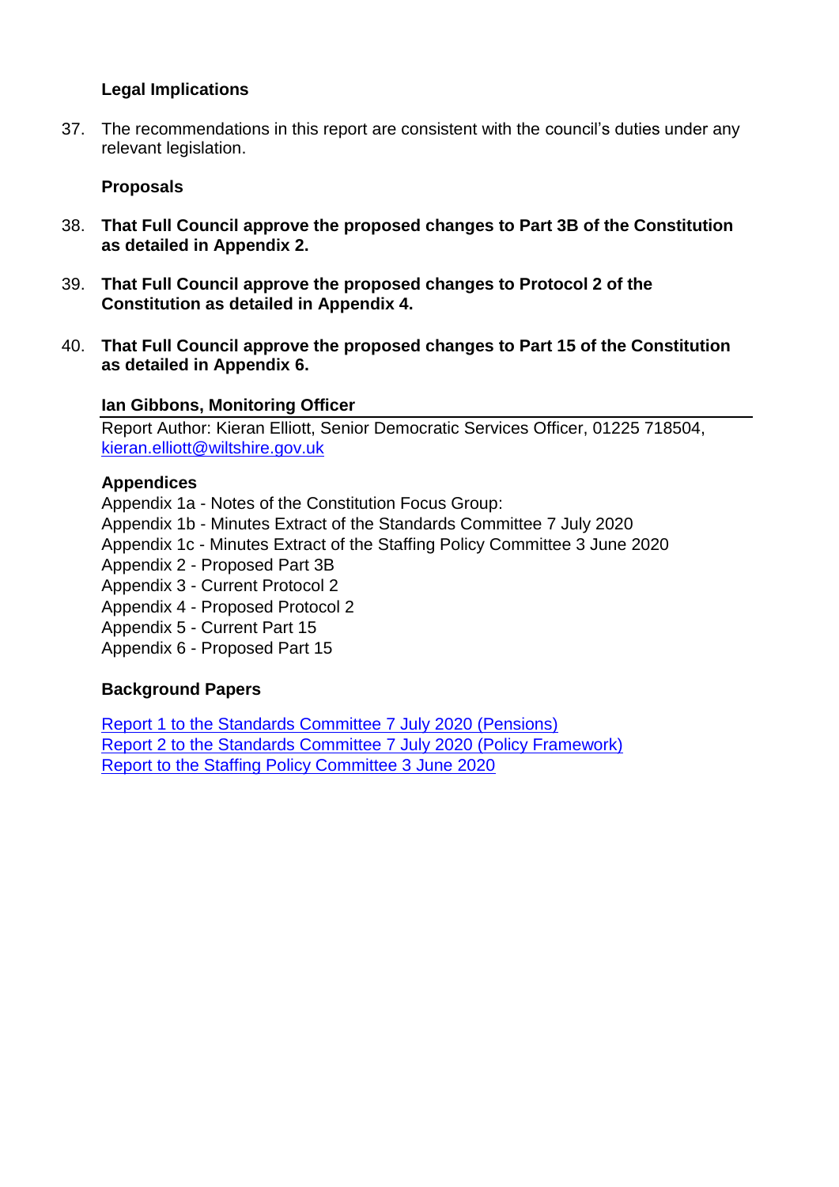### Legal Implications

37. The recommendations in this report are consistent with the council's duties under any relevant legislation.

### Proposals

38. **That Full Council approve the proposed changes to Part 3B of the Constitution as detailed in Appendix 2.**

39. **That Full Council approve the proposed changes to Protocol 2 of the Constitution as detailed in Appendix 4.**

40. **That Full Council approve the proposed changes to Part 15 of the Constitution as detailed in Appendix 6.**

**Ian Gibbons, Monitoring Officer**

Report Author: Kieran Elliott, Senior Democratic Services Officer, 01225 718504, kieran.elliott@wiltshire.gov.uk

### Appendices

Appendix 1a - Notes of the Constitution Focus Group:
Appendix 1b - Minutes Extract of the Standards Committee 7 July 2020
Appendix 1c - Minutes Extract of the Staffing Policy Committee 3 June 2020
Appendix 2 - Proposed Part 3B
Appendix 3 - Current Protocol 2
Appendix 4 - Proposed Protocol 2
Appendix 5 - Current Part 15
Appendix 6 - Proposed Part 15

### Background Papers

Report 1 to the Standards Committee 7 July 2020 (Pensions)
Report 2 to the Standards Committee 7 July 2020 (Policy Framework)
Report to the Staffing Policy Committee 3 June 2020